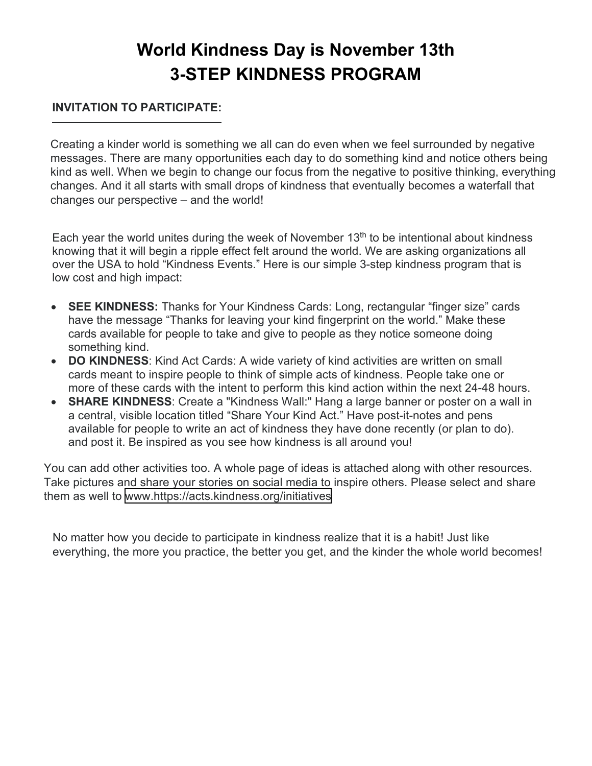# World Kindness Day is November 13th
# 3-STEP KINDNESS PROGRAM

## INVITATION TO PARTICIPATE:

Creating a kinder world is something we all can do even when we feel surrounded by negative messages. There are many opportunities each day to do something kind and notice others being kind as well. When we begin to change our focus from the negative to positive thinking, everything changes. And it all starts with small drops of kindness that eventually becomes a waterfall that changes our perspective – and the world!

Each year the world unites during the week of November 13th to be intentional about kindness knowing that it will begin a ripple effect felt around the world. We are asking organizations all over the USA to hold "Kindness Events." Here is our simple 3-step kindness program that is low cost and high impact:

- **SEE KINDNESS:** Thanks for Your Kindness Cards: Long, rectangular "finger size" cards have the message "Thanks for leaving your kind fingerprint on the world." Make these cards available for people to take and give to people as they notice someone doing something kind.
- **DO KINDNESS**: Kind Act Cards: A wide variety of kind activities are written on small cards meant to inspire people to think of simple acts of kindness. People take one or more of these cards with the intent to perform this kind action within the next 24-48 hours.
- **SHARE KINDNESS**: Create a "Kindness Wall:" Hang a large banner or poster on a wall in a central, visible location titled "Share Your Kind Act." Have post-it-notes and pens available for people to write an act of kindness they have done recently (or plan to do). and post it. Be inspired as you see how kindness is all around you!

You can add other activities too. A whole page of ideas is attached along with other resources. Take pictures and share your stories on social media to inspire others. Please select and share them as well to www.https://acts.kindness.org/initiatives

No matter how you decide to participate in kindness realize that it is a habit! Just like everything, the more you practice, the better you get, and the kinder the whole world becomes!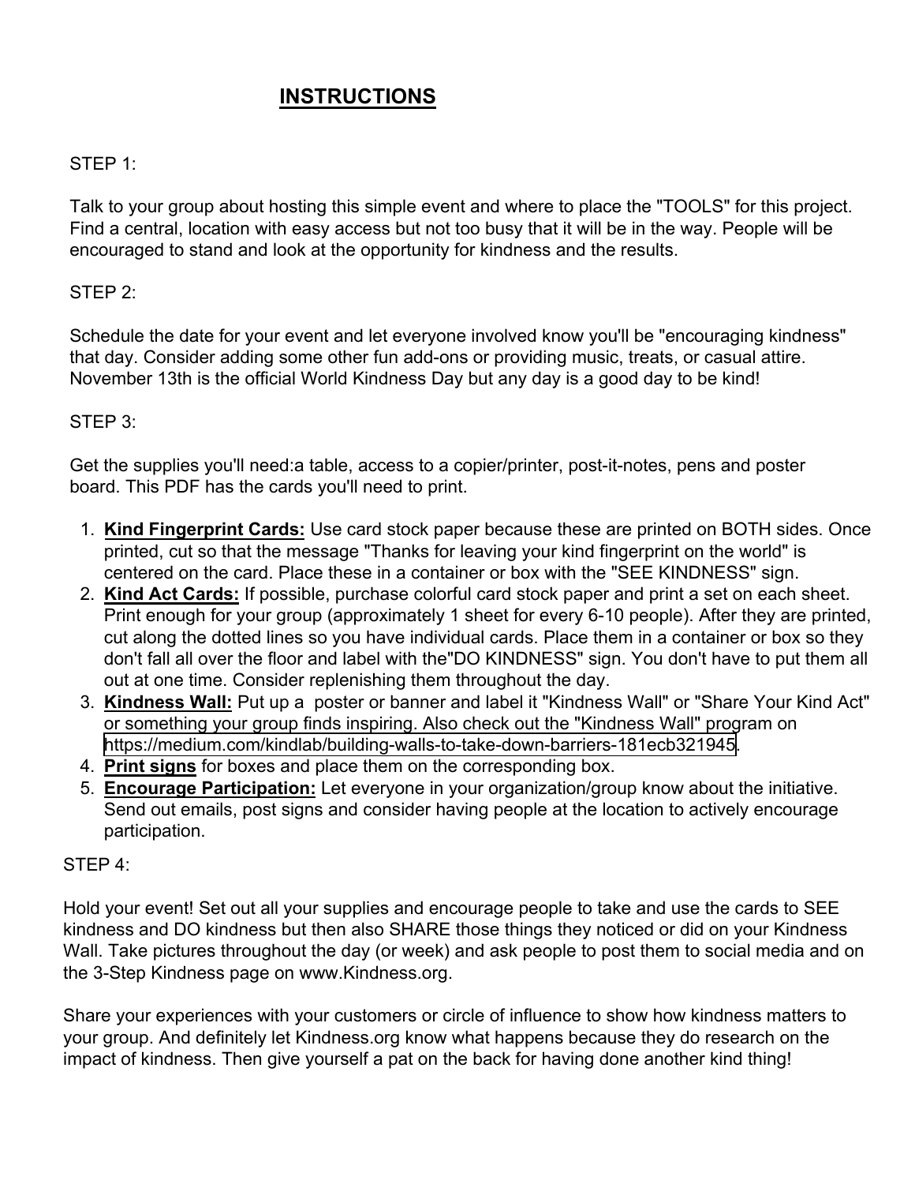# INSTRUCTIONS

STEP 1:

Talk to your group about hosting this simple event and where to place the "TOOLS" for this project. Find a central, location with easy access but not too busy that it will be in the way. People will be encouraged to stand and look at the opportunity for kindness and the results.

STEP 2:

Schedule the date for your event and let everyone involved know you'll be "encouraging kindness" that day. Consider adding some other fun add-ons or providing music, treats, or casual attire. November 13th is the official World Kindness Day but any day is a good day to be kind!

STEP 3:

Get the supplies you'll need:a table, access to a copier/printer, post-it-notes, pens and poster board. This PDF has the cards you'll need to print.

1. **Kind Fingerprint Cards:** Use card stock paper because these are printed on BOTH sides. Once printed, cut so that the message "Thanks for leaving your kind fingerprint on the world" is centered on the card. Place these in a container or box with the "SEE KINDNESS" sign.
2. **Kind Act Cards:** If possible, purchase colorful card stock paper and print a set on each sheet. Print enough for your group (approximately 1 sheet for every 6-10 people). After they are printed, cut along the dotted lines so you have individual cards. Place them in a container or box so they don't fall all over the floor and label with the"DO KINDNESS" sign. You don't have to put them all out at one time. Consider replenishing them throughout the day.
3. **Kindness Wall:** Put up a poster or banner and label it "Kindness Wall" or "Share Your Kind Act" or something your group finds inspiring. Also check out the "Kindness Wall" program on https://medium.com/kindlab/building-walls-to-take-down-barriers-181ecb321945.
4. **Print signs** for boxes and place them on the corresponding box.
5. **Encourage Participation:** Let everyone in your organization/group know about the initiative. Send out emails, post signs and consider having people at the location to actively encourage participation.

STEP 4:

Hold your event! Set out all your supplies and encourage people to take and use the cards to SEE kindness and DO kindness but then also SHARE those things they noticed or did on your Kindness Wall. Take pictures throughout the day (or week) and ask people to post them to social media and on the 3-Step Kindness page on www.Kindness.org.

Share your experiences with your customers or circle of influence to show how kindness matters to your group. And definitely let Kindness.org know what happens because they do research on the impact of kindness. Then give yourself a pat on the back for having done another kind thing!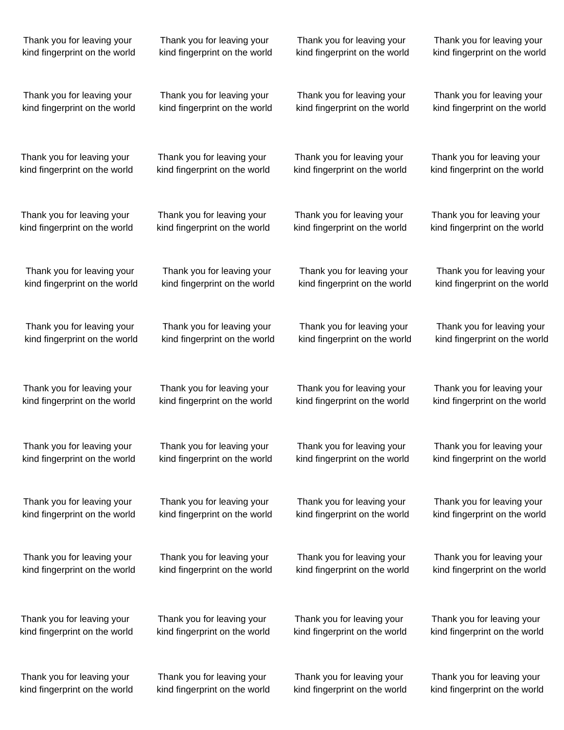Thank you for leaving your kind fingerprint on the world

Thank you for leaving your kind fingerprint on the world

Thank you for leaving your kind fingerprint on the world

Thank you for leaving your kind fingerprint on the world

Thank you for leaving your kind fingerprint on the world

Thank you for leaving your kind fingerprint on the world

Thank you for leaving your kind fingerprint on the world

Thank you for leaving your kind fingerprint on the world

Thank you for leaving your kind fingerprint on the world

Thank you for leaving your kind fingerprint on the world

Thank you for leaving your kind fingerprint on the world

Thank you for leaving your kind fingerprint on the world

Thank you for leaving your kind fingerprint on the world

Thank you for leaving your kind fingerprint on the world

Thank you for leaving your kind fingerprint on the world

Thank you for leaving your kind fingerprint on the world

Thank you for leaving your kind fingerprint on the world

Thank you for leaving your kind fingerprint on the world

Thank you for leaving your kind fingerprint on the world

Thank you for leaving your kind fingerprint on the world

Thank you for leaving your kind fingerprint on the world

Thank you for leaving your kind fingerprint on the world

Thank you for leaving your kind fingerprint on the world

Thank you for leaving your kind fingerprint on the world

Thank you for leaving your kind fingerprint on the world

Thank you for leaving your kind fingerprint on the world

Thank you for leaving your kind fingerprint on the world

Thank you for leaving your kind fingerprint on the world

Thank you for leaving your kind fingerprint on the world

Thank you for leaving your kind fingerprint on the world

Thank you for leaving your kind fingerprint on the world

Thank you for leaving your kind fingerprint on the world

Thank you for leaving your kind fingerprint on the world

Thank you for leaving your kind fingerprint on the world

Thank you for leaving your kind fingerprint on the world

Thank you for leaving your kind fingerprint on the world

Thank you for leaving your kind fingerprint on the world

Thank you for leaving your kind fingerprint on the world

Thank you for leaving your kind fingerprint on the world

Thank you for leaving your kind fingerprint on the world

Thank you for leaving your kind fingerprint on the world

Thank you for leaving your kind fingerprint on the world

Thank you for leaving your kind fingerprint on the world

Thank you for leaving your kind fingerprint on the world

Thank you for leaving your kind fingerprint on the world

Thank you for leaving your kind fingerprint on the world

Thank you for leaving your kind fingerprint on the world

Thank you for leaving your kind fingerprint on the world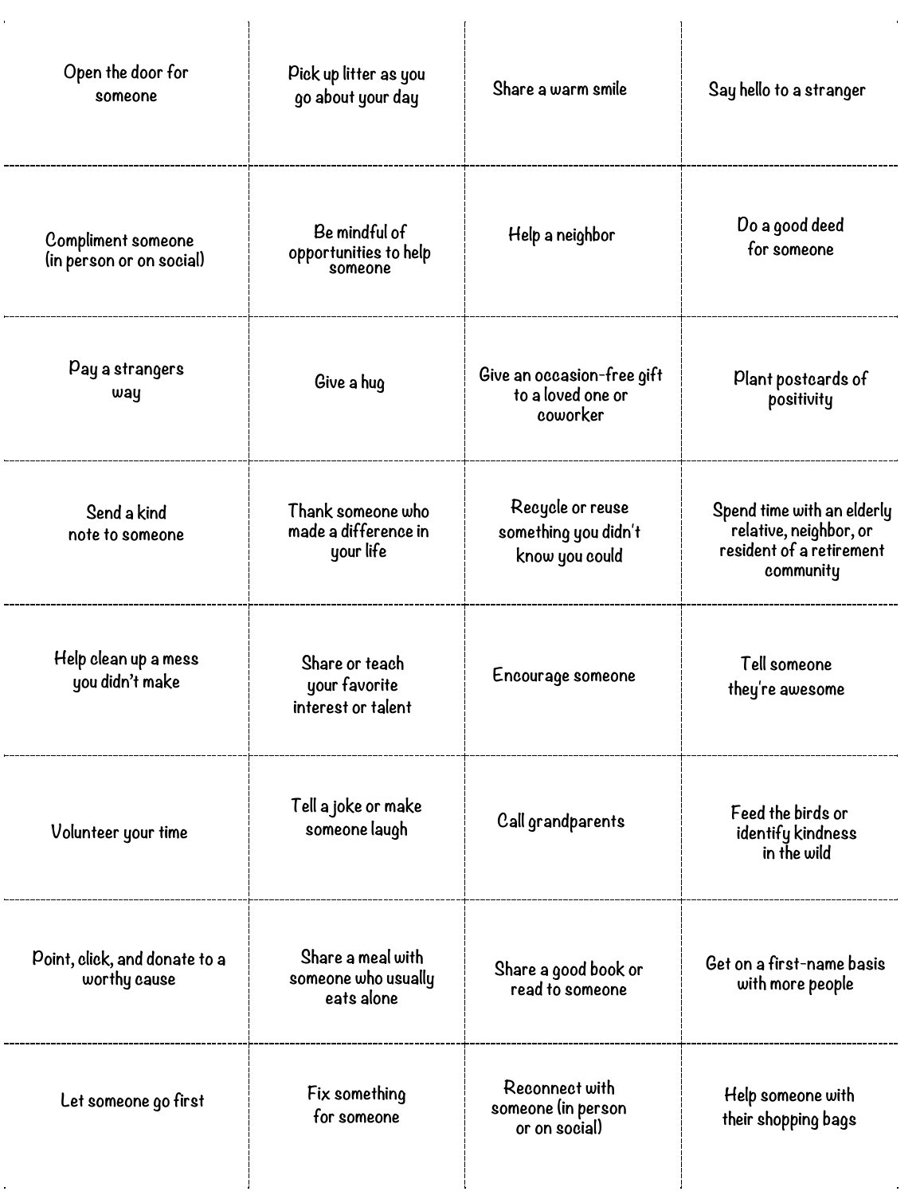| | | | |
|---|---|---|---|
| Open the door for someone | Pick up litter as you go about your day | Share a warm smile | Say hello to a stranger |
| Compliment someone (in person or on social) | Be mindful of opportunities to help someone | Help a neighbor | Do a good deed for someone |
| Pay a strangers way | Give a hug | Give an occasion-free gift to a loved one or coworker | Plant postcards of positivity |
| Send a kind note to someone | Thank someone who made a difference in your life | Recycle or reuse something you didn't know you could | Spend time with an elderly relative, neighbor, or resident of a retirement community |
| Help clean up a mess you didn't make | Share or teach your favorite interest or talent | Encourage someone | Tell someone they're awesome |
| Volunteer your time | Tell a joke or make someone laugh | Call grandparents | Feed the birds or identify kindness in the wild |
| Point, click, and donate to a worthy cause | Share a meal with someone who usually eats alone | Share a good book or read to someone | Get on a first-name basis with more people |
| Let someone go first | Fix something for someone | Reconnect with someone (in person or on social) | Help someone with their shopping bags |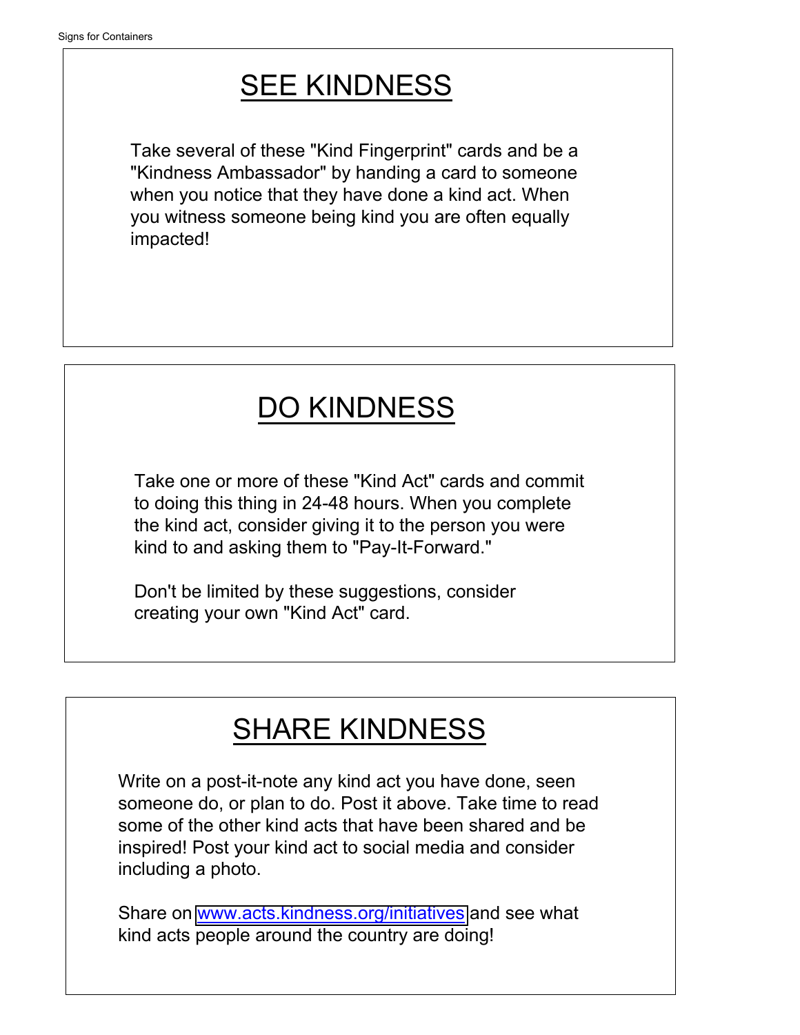# SEE KINDNESS

Take several of these "Kind Fingerprint" cards and be a "Kindness Ambassador" by handing a card to someone when you notice that they have done a kind act. When you witness someone being kind you are often equally impacted!

# DO KINDNESS

Take one or more of these "Kind Act" cards and commit to doing this thing in 24-48 hours. When you complete the kind act, consider giving it to the person you were kind to and asking them to "Pay-It-Forward."

Don't be limited by these suggestions, consider creating your own "Kind Act" card.

# SHARE KINDNESS

Write on a post-it-note any kind act you have done, seen someone do, or plan to do. Post it above. Take time to read some of the other kind acts that have been shared and be inspired! Post your kind act to social media and consider including a photo.

Share on [www.acts.kindness.org/initiatives](http://www.acts.kindness.org/initiatives) and see what kind acts people around the country are doing!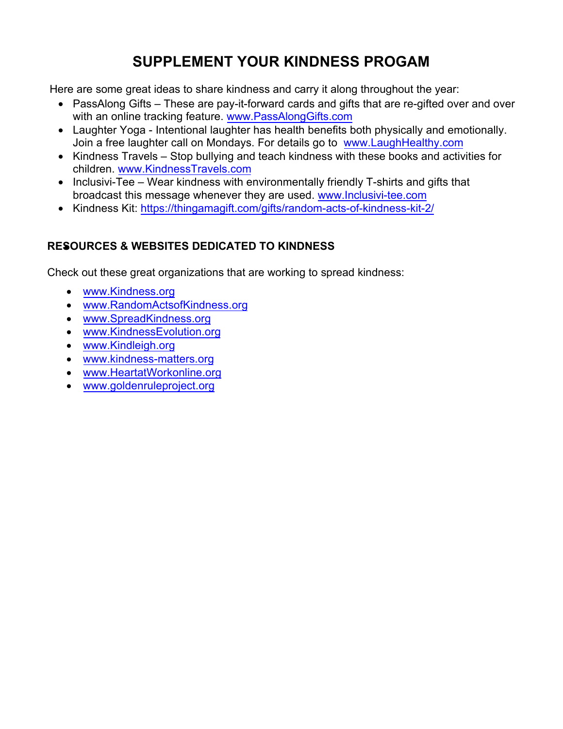# SUPPLEMENT YOUR KINDNESS PROGAM

Here are some great ideas to share kindness and carry it along throughout the year:

- PassAlong Gifts – These are pay-it-forward cards and gifts that are re-gifted over and over with an online tracking feature. www.PassAlongGifts.com
- Laughter Yoga - Intentional laughter has health benefits both physically and emotionally. Join a free laughter call on Mondays. For details go to www.LaughHealthy.com
- Kindness Travels – Stop bullying and teach kindness with these books and activities for children. www.KindnessTravels.com
- Inclusivi-Tee – Wear kindness with environmentally friendly T-shirts and gifts that broadcast this message whenever they are used. www.Inclusivi-tee.com
- Kindness Kit: https://thingamagift.com/gifts/random-acts-of-kindness-kit-2/

**RESOURCES & WEBSITES DEDICATED TO KINDNESS**

Check out these great organizations that are working to spread kindness:

- www.Kindness.org
- www.RandomActsofKindness.org
- www.SpreadKindness.org
- www.KindnessEvolution.org
- www.Kindleigh.org
- www.kindness-matters.org
- www.HeartatWorkonline.org
- www.goldenruleproject.org